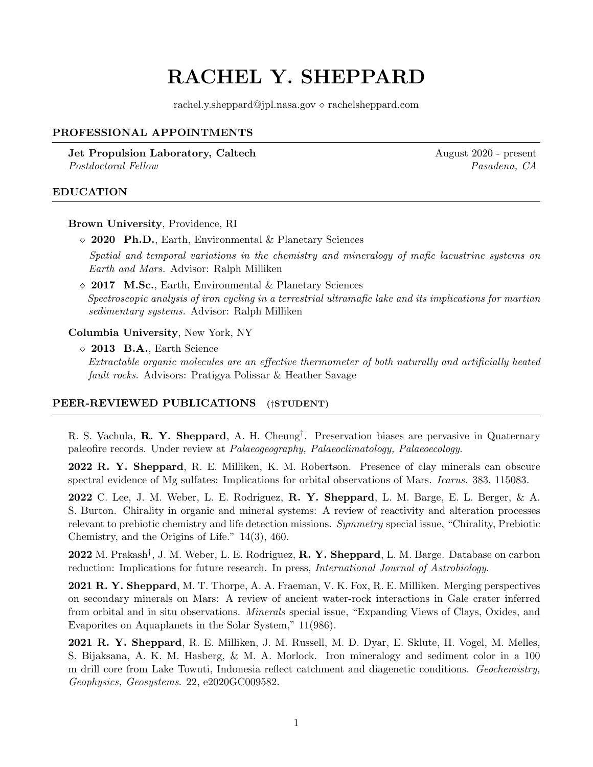# RACHEL Y. SHEPPARD

rachel.y.sheppard@jpl.nasa.gov ⋄ rachelsheppard.com

## PROFESSIONAL APPOINTMENTS

**Jet Propulsion Laboratory, Caltech** — August 2020 - present
*Postdoctoral Fellow* — *Pasadena, CA*

## EDUCATION

**Brown University**, Providence, RI

- **2020 Ph.D.**, Earth, Environmental & Planetary Sciences
  *Spatial and temporal variations in the chemistry and mineralogy of mafic lacustrine systems on Earth and Mars.* Advisor: Ralph Milliken
- **2017 M.Sc.**, Earth, Environmental & Planetary Sciences
  *Spectroscopic analysis of iron cycling in a terrestrial ultramafic lake and its implications for martian sedimentary systems.* Advisor: Ralph Milliken

**Columbia University**, New York, NY

- **2013 B.A.**, Earth Science
  *Extractable organic molecules are an effective thermometer of both naturally and artificially heated fault rocks.* Advisors: Pratigya Polissar & Heather Savage

## PEER-REVIEWED PUBLICATIONS (†STUDENT)

R. S. Vachula, **R. Y. Sheppard**, A. H. Cheung†. Preservation biases are pervasive in Quaternary paleofire records. Under review at *Palaeogeography, Palaeoclimatology, Palaeoecology*.

**2022 R. Y. Sheppard**, R. E. Milliken, K. M. Robertson. Presence of clay minerals can obscure spectral evidence of Mg sulfates: Implications for orbital observations of Mars. *Icarus*. 383, 115083.

**2022** C. Lee, J. M. Weber, L. E. Rodriguez, **R. Y. Sheppard**, L. M. Barge, E. L. Berger, & A. S. Burton. Chirality in organic and mineral systems: A review of reactivity and alteration processes relevant to prebiotic chemistry and life detection missions. *Symmetry* special issue, "Chirality, Prebiotic Chemistry, and the Origins of Life." 14(3), 460.

**2022** M. Prakash†, J. M. Weber, L. E. Rodriguez, **R. Y. Sheppard**, L. M. Barge. Database on carbon reduction: Implications for future research. In press, *International Journal of Astrobiology*.

**2021 R. Y. Sheppard**, M. T. Thorpe, A. A. Fraeman, V. K. Fox, R. E. Milliken. Merging perspectives on secondary minerals on Mars: A review of ancient water-rock interactions in Gale crater inferred from orbital and in situ observations. *Minerals* special issue, "Expanding Views of Clays, Oxides, and Evaporites on Aquaplanets in the Solar System," 11(986).

**2021 R. Y. Sheppard**, R. E. Milliken, J. M. Russell, M. D. Dyar, E. Sklute, H. Vogel, M. Melles, S. Bijaksana, A. K. M. Hasberg, & M. A. Morlock. Iron mineralogy and sediment color in a 100 m drill core from Lake Towuti, Indonesia reflect catchment and diagenetic conditions. *Geochemistry, Geophysics, Geosystems*. 22, e2020GC009582.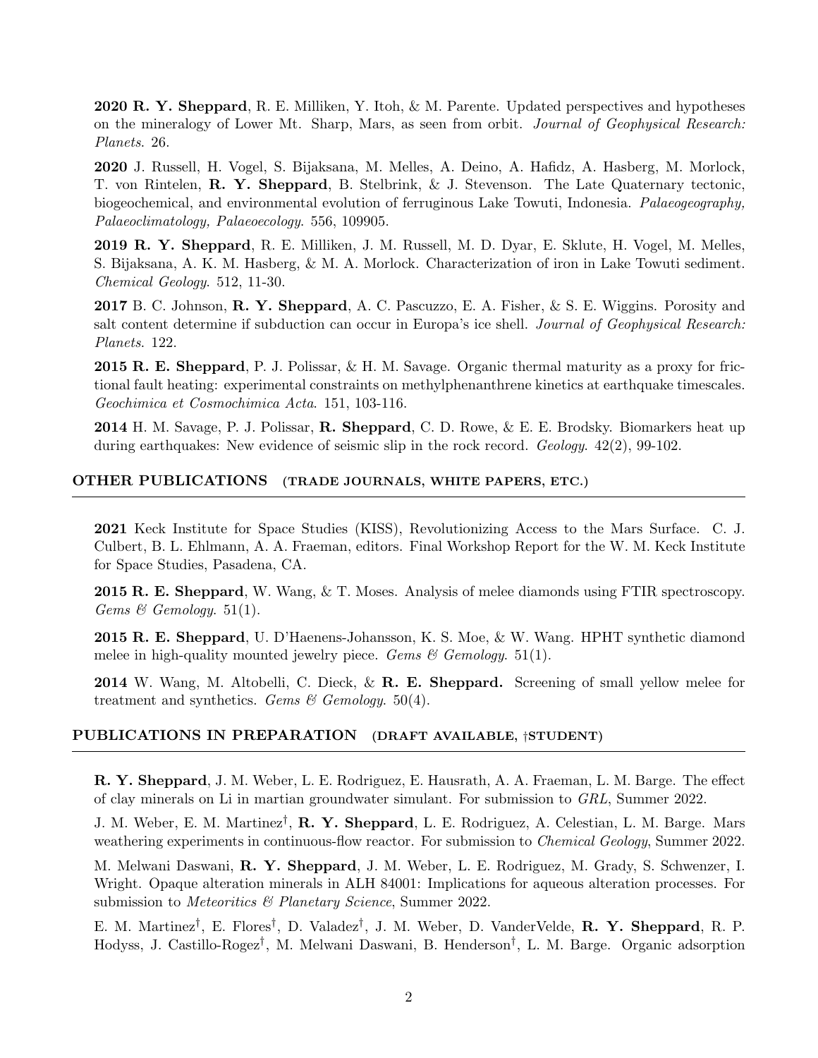**2020** **R. Y. Sheppard**, R. E. Milliken, Y. Itoh, & M. Parente. Updated perspectives and hypotheses on the mineralogy of Lower Mt. Sharp, Mars, as seen from orbit. *Journal of Geophysical Research: Planets*. 26.

**2020** J. Russell, H. Vogel, S. Bijaksana, M. Melles, A. Deino, A. Hafidz, A. Hasberg, M. Morlock, T. von Rintelen, **R. Y. Sheppard**, B. Stelbrink, & J. Stevenson. The Late Quaternary tectonic, biogeochemical, and environmental evolution of ferruginous Lake Towuti, Indonesia. *Palaeogeography, Palaeoclimatology, Palaeoecology*. 556, 109905.

**2019** **R. Y. Sheppard**, R. E. Milliken, J. M. Russell, M. D. Dyar, E. Sklute, H. Vogel, M. Melles, S. Bijaksana, A. K. M. Hasberg, & M. A. Morlock. Characterization of iron in Lake Towuti sediment. *Chemical Geology*. 512, 11-30.

**2017** B. C. Johnson, **R. Y. Sheppard**, A. C. Pascuzzo, E. A. Fisher, & S. E. Wiggins. Porosity and salt content determine if subduction can occur in Europa's ice shell. *Journal of Geophysical Research: Planets*. 122.

**2015** **R. E. Sheppard**, P. J. Polissar, & H. M. Savage. Organic thermal maturity as a proxy for frictional fault heating: experimental constraints on methylphenanthrene kinetics at earthquake timescales. *Geochimica et Cosmochimica Acta*. 151, 103-116.

**2014** H. M. Savage, P. J. Polissar, **R. Sheppard**, C. D. Rowe, & E. E. Brodsky. Biomarkers heat up during earthquakes: New evidence of seismic slip in the rock record. *Geology*. 42(2), 99-102.

## OTHER PUBLICATIONS (TRADE JOURNALS, WHITE PAPERS, ETC.)

**2021** Keck Institute for Space Studies (KISS), Revolutionizing Access to the Mars Surface. C. J. Culbert, B. L. Ehlmann, A. A. Fraeman, editors. Final Workshop Report for the W. M. Keck Institute for Space Studies, Pasadena, CA.

**2015** **R. E. Sheppard**, W. Wang, & T. Moses. Analysis of melee diamonds using FTIR spectroscopy. *Gems & Gemology*. 51(1).

**2015** **R. E. Sheppard**, U. D'Haenens-Johansson, K. S. Moe, & W. Wang. HPHT synthetic diamond melee in high-quality mounted jewelry piece. *Gems & Gemology*. 51(1).

**2014** W. Wang, M. Altobelli, C. Dieck, & **R. E. Sheppard.** Screening of small yellow melee for treatment and synthetics. *Gems & Gemology*. 50(4).

## PUBLICATIONS IN PREPARATION (DRAFT AVAILABLE, †STUDENT)

**R. Y. Sheppard**, J. M. Weber, L. E. Rodriguez, E. Hausrath, A. A. Fraeman, L. M. Barge. The effect of clay minerals on Li in martian groundwater simulant. For submission to *GRL*, Summer 2022.

J. M. Weber, E. M. Martinez†, **R. Y. Sheppard**, L. E. Rodriguez, A. Celestian, L. M. Barge. Mars weathering experiments in continuous-flow reactor. For submission to *Chemical Geology*, Summer 2022.

M. Melwani Daswani, **R. Y. Sheppard**, J. M. Weber, L. E. Rodriguez, M. Grady, S. Schwenzer, I. Wright. Opaque alteration minerals in ALH 84001: Implications for aqueous alteration processes. For submission to *Meteoritics & Planetary Science*, Summer 2022.

E. M. Martinez†, E. Flores†, D. Valadez†, J. M. Weber, D. VanderVelde, **R. Y. Sheppard**, R. P. Hodyss, J. Castillo-Rogez†, M. Melwani Daswani, B. Henderson†, L. M. Barge. Organic adsorption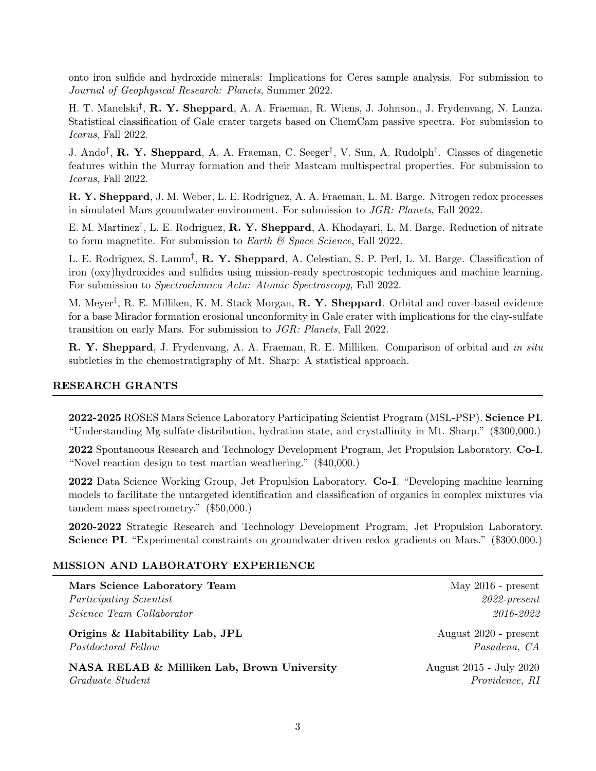onto iron sulfide and hydroxide minerals: Implications for Ceres sample analysis. For submission to *Journal of Geophysical Research: Planets*, Summer 2022.

H. T. Manelski[†], **R. Y. Sheppard**, A. A. Fraeman, R. Wiens, J. Johnson., J. Frydenvang, N. Lanza. Statistical classification of Gale crater targets based on ChemCam passive spectra. For submission to *Icarus*, Fall 2022.

J. Ando[†], **R. Y. Sheppard**, A. A. Fraeman, C. Seeger[†], V. Sun, A. Rudolph[†]. Classes of diagenetic features within the Murray formation and their Mastcam multispectral properties. For submission to *Icarus*, Fall 2022.

**R. Y. Sheppard**, J. M. Weber, L. E. Rodriguez, A. A. Fraeman, L. M. Barge. Nitrogen redox processes in simulated Mars groundwater environment. For submission to *JGR: Planets*, Fall 2022.

E. M. Martinez[†], L. E. Rodriguez, **R. Y. Sheppard**, A. Khodayari, L. M. Barge. Reduction of nitrate to form magnetite. For submission to *Earth & Space Science*, Fall 2022.

L. E. Rodriguez, S. Lamm[†], **R. Y. Sheppard**, A. Celestian, S. P. Perl, L. M. Barge. Classification of iron (oxy)hydroxides and sulfides using mission-ready spectroscopic techniques and machine learning. For submission to *Spectrochimica Acta: Atomic Spectroscopy*, Fall 2022.

M. Meyer[†], R. E. Milliken, K. M. Stack Morgan, **R. Y. Sheppard**. Orbital and rover-based evidence for a base Mirador formation erosional unconformity in Gale crater with implications for the clay-sulfate transition on early Mars. For submission to *JGR: Planets*, Fall 2022.

**R. Y. Sheppard**, J. Frydenvang, A. A. Fraeman, R. E. Milliken. Comparison of orbital and *in situ* subtleties in the chemostratigraphy of Mt. Sharp: A statistical approach.

## RESEARCH GRANTS

**2022-2025** ROSES Mars Science Laboratory Participating Scientist Program (MSL-PSP). **Science PI**. "Understanding Mg-sulfate distribution, hydration state, and crystallinity in Mt. Sharp." ($300,000.)

**2022** Spontaneous Research and Technology Development Program, Jet Propulsion Laboratory. **Co-I**. "Novel reaction design to test martian weathering." ($40,000.)

**2022** Data Science Working Group, Jet Propulsion Laboratory. **Co-I**. "Developing machine learning models to facilitate the untargeted identification and classification of organics in complex mixtures via tandem mass spectrometry." ($50,000.)

**2020-2022** Strategic Research and Technology Development Program, Jet Propulsion Laboratory. **Science PI**. "Experimental constraints on groundwater driven redox gradients on Mars." ($300,000.)

## MISSION AND LABORATORY EXPERIENCE

**Mars Science Laboratory Team** — May 2016 - present
*Participating Scientist* — *2022-present*
*Science Team Collaborator* — *2016-2022*

**Origins & Habitability Lab, JPL** — August 2020 - present
*Postdoctoral Fellow* — *Pasadena, CA*

**NASA RELAB & Milliken Lab, Brown University** — August 2015 - July 2020
*Graduate Student* — *Providence, RI*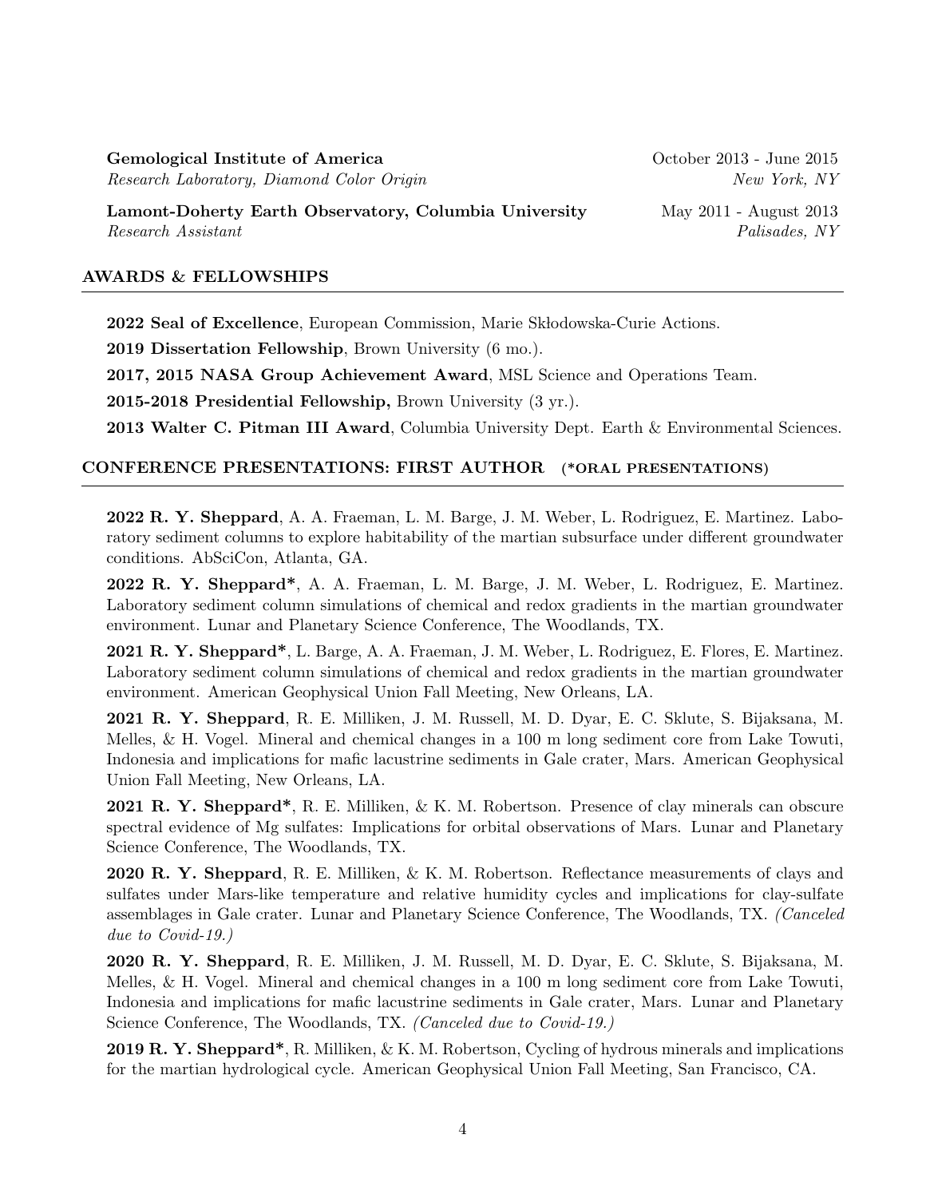**Gemological Institute of America** October 2013 - June 2015
*Research Laboratory, Diamond Color Origin* *New York, NY*

**Lamont-Doherty Earth Observatory, Columbia University** May 2011 - August 2013
*Research Assistant* *Palisades, NY*

## AWARDS & FELLOWSHIPS

**2022 Seal of Excellence**, European Commission, Marie Skłodowska-Curie Actions.

**2019 Dissertation Fellowship**, Brown University (6 mo.).

**2017, 2015 NASA Group Achievement Award**, MSL Science and Operations Team.

**2015-2018 Presidential Fellowship,** Brown University (3 yr.).

**2013 Walter C. Pitman III Award**, Columbia University Dept. Earth & Environmental Sciences.

## CONFERENCE PRESENTATIONS: FIRST AUTHOR (*ORAL PRESENTATIONS)

**2022 R. Y. Sheppard**, A. A. Fraeman, L. M. Barge, J. M. Weber, L. Rodriguez, E. Martinez. Laboratory sediment columns to explore habitability of the martian subsurface under different groundwater conditions. AbSciCon, Atlanta, GA.

**2022 R. Y. Sheppard***, A. A. Fraeman, L. M. Barge, J. M. Weber, L. Rodriguez, E. Martinez. Laboratory sediment column simulations of chemical and redox gradients in the martian groundwater environment. Lunar and Planetary Science Conference, The Woodlands, TX.

**2021 R. Y. Sheppard***, L. Barge, A. A. Fraeman, J. M. Weber, L. Rodriguez, E. Flores, E. Martinez. Laboratory sediment column simulations of chemical and redox gradients in the martian groundwater environment. American Geophysical Union Fall Meeting, New Orleans, LA.

**2021 R. Y. Sheppard**, R. E. Milliken, J. M. Russell, M. D. Dyar, E. C. Sklute, S. Bijaksana, M. Melles, & H. Vogel. Mineral and chemical changes in a 100 m long sediment core from Lake Towuti, Indonesia and implications for mafic lacustrine sediments in Gale crater, Mars. American Geophysical Union Fall Meeting, New Orleans, LA.

**2021 R. Y. Sheppard***, R. E. Milliken, & K. M. Robertson. Presence of clay minerals can obscure spectral evidence of Mg sulfates: Implications for orbital observations of Mars. Lunar and Planetary Science Conference, The Woodlands, TX.

**2020 R. Y. Sheppard**, R. E. Milliken, & K. M. Robertson. Reflectance measurements of clays and sulfates under Mars-like temperature and relative humidity cycles and implications for clay-sulfate assemblages in Gale crater. Lunar and Planetary Science Conference, The Woodlands, TX. *(Canceled due to Covid-19.)*

**2020 R. Y. Sheppard**, R. E. Milliken, J. M. Russell, M. D. Dyar, E. C. Sklute, S. Bijaksana, M. Melles, & H. Vogel. Mineral and chemical changes in a 100 m long sediment core from Lake Towuti, Indonesia and implications for mafic lacustrine sediments in Gale crater, Mars. Lunar and Planetary Science Conference, The Woodlands, TX. *(Canceled due to Covid-19.)*

**2019 R. Y. Sheppard***, R. Milliken, & K. M. Robertson, Cycling of hydrous minerals and implications for the martian hydrological cycle. American Geophysical Union Fall Meeting, San Francisco, CA.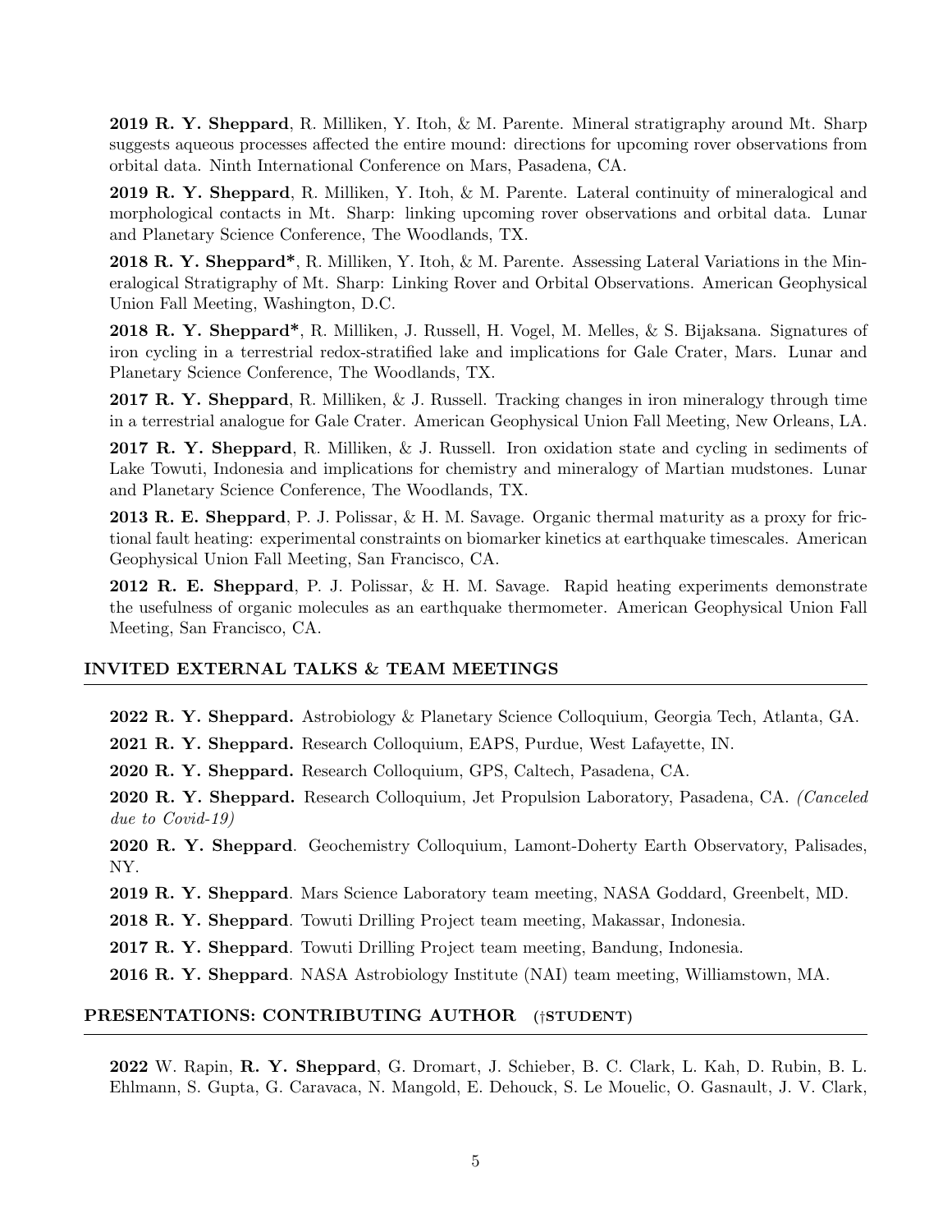**2019 R. Y. Sheppard**, R. Milliken, Y. Itoh, & M. Parente. Mineral stratigraphy around Mt. Sharp suggests aqueous processes affected the entire mound: directions for upcoming rover observations from orbital data. Ninth International Conference on Mars, Pasadena, CA.

**2019 R. Y. Sheppard**, R. Milliken, Y. Itoh, & M. Parente. Lateral continuity of mineralogical and morphological contacts in Mt. Sharp: linking upcoming rover observations and orbital data. Lunar and Planetary Science Conference, The Woodlands, TX.

**2018 R. Y. Sheppard***, R. Milliken, Y. Itoh, & M. Parente. Assessing Lateral Variations in the Mineralogical Stratigraphy of Mt. Sharp: Linking Rover and Orbital Observations. American Geophysical Union Fall Meeting, Washington, D.C.

**2018 R. Y. Sheppard***, R. Milliken, J. Russell, H. Vogel, M. Melles, & S. Bijaksana. Signatures of iron cycling in a terrestrial redox-stratified lake and implications for Gale Crater, Mars. Lunar and Planetary Science Conference, The Woodlands, TX.

**2017 R. Y. Sheppard**, R. Milliken, & J. Russell. Tracking changes in iron mineralogy through time in a terrestrial analogue for Gale Crater. American Geophysical Union Fall Meeting, New Orleans, LA.

**2017 R. Y. Sheppard**, R. Milliken, & J. Russell. Iron oxidation state and cycling in sediments of Lake Towuti, Indonesia and implications for chemistry and mineralogy of Martian mudstones. Lunar and Planetary Science Conference, The Woodlands, TX.

**2013 R. E. Sheppard**, P. J. Polissar, & H. M. Savage. Organic thermal maturity as a proxy for frictional fault heating: experimental constraints on biomarker kinetics at earthquake timescales. American Geophysical Union Fall Meeting, San Francisco, CA.

**2012 R. E. Sheppard**, P. J. Polissar, & H. M. Savage. Rapid heating experiments demonstrate the usefulness of organic molecules as an earthquake thermometer. American Geophysical Union Fall Meeting, San Francisco, CA.

## INVITED EXTERNAL TALKS & TEAM MEETINGS

**2022 R. Y. Sheppard.** Astrobiology & Planetary Science Colloquium, Georgia Tech, Atlanta, GA.

**2021 R. Y. Sheppard.** Research Colloquium, EAPS, Purdue, West Lafayette, IN.

**2020 R. Y. Sheppard.** Research Colloquium, GPS, Caltech, Pasadena, CA.

**2020 R. Y. Sheppard.** Research Colloquium, Jet Propulsion Laboratory, Pasadena, CA. *(Canceled due to Covid-19)*

**2020 R. Y. Sheppard**. Geochemistry Colloquium, Lamont-Doherty Earth Observatory, Palisades, NY.

**2019 R. Y. Sheppard**. Mars Science Laboratory team meeting, NASA Goddard, Greenbelt, MD.

**2018 R. Y. Sheppard**. Towuti Drilling Project team meeting, Makassar, Indonesia.

**2017 R. Y. Sheppard**. Towuti Drilling Project team meeting, Bandung, Indonesia.

**2016 R. Y. Sheppard**. NASA Astrobiology Institute (NAI) team meeting, Williamstown, MA.

## PRESENTATIONS: CONTRIBUTING AUTHOR (†STUDENT)

**2022** W. Rapin, **R. Y. Sheppard**, G. Dromart, J. Schieber, B. C. Clark, L. Kah, D. Rubin, B. L. Ehlmann, S. Gupta, G. Caravaca, N. Mangold, E. Dehouck, S. Le Mouelic, O. Gasnault, J. V. Clark,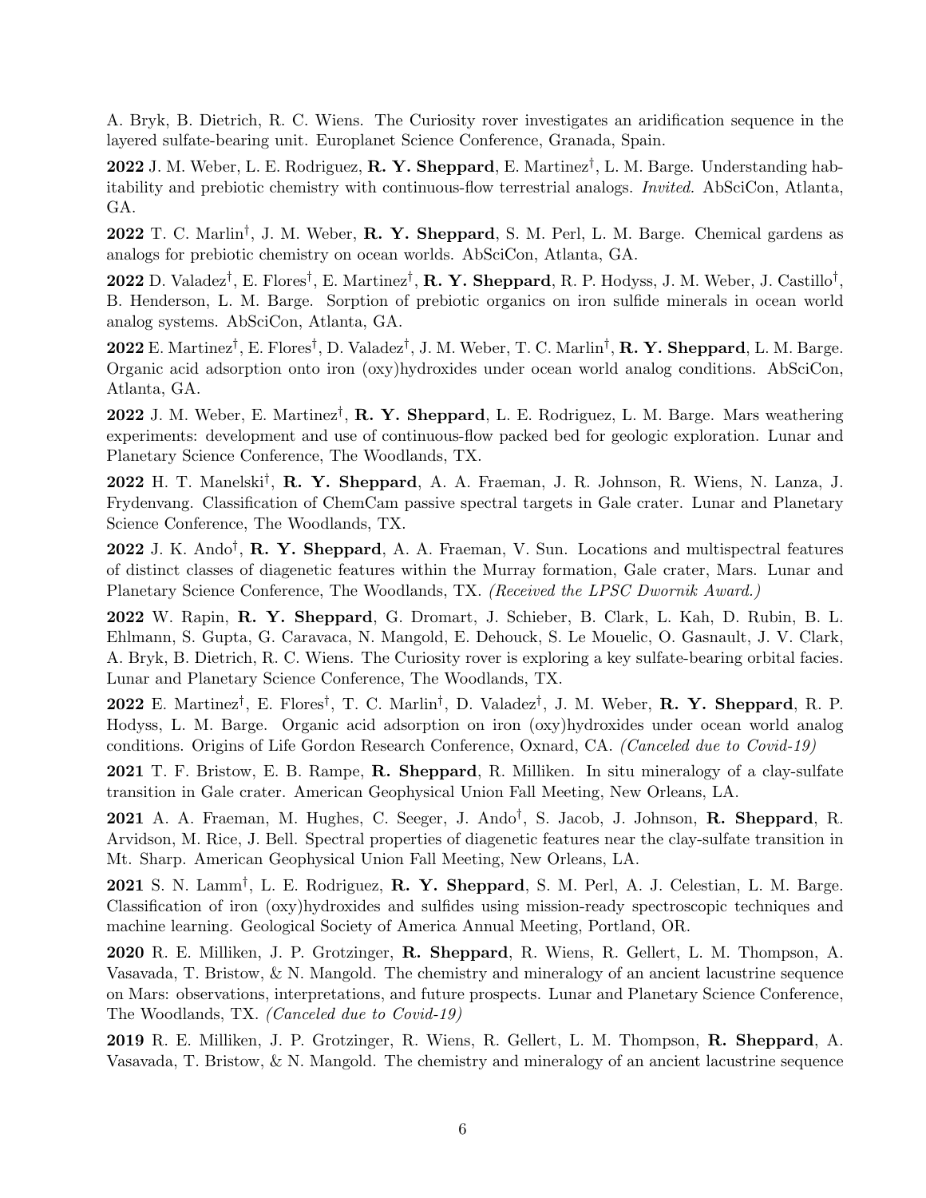A. Bryk, B. Dietrich, R. C. Wiens. The Curiosity rover investigates an aridification sequence in the layered sulfate-bearing unit. Europlanet Science Conference, Granada, Spain.

**2022** J. M. Weber, L. E. Rodriguez, **R. Y. Sheppard**, E. Martinez†, L. M. Barge. Understanding habitability and prebiotic chemistry with continuous-flow terrestrial analogs. *Invited.* AbSciCon, Atlanta, GA.

**2022** T. C. Marlin†, J. M. Weber, **R. Y. Sheppard**, S. M. Perl, L. M. Barge. Chemical gardens as analogs for prebiotic chemistry on ocean worlds. AbSciCon, Atlanta, GA.

**2022** D. Valadez†, E. Flores†, E. Martinez†, **R. Y. Sheppard**, R. P. Hodyss, J. M. Weber, J. Castillo†, B. Henderson, L. M. Barge. Sorption of prebiotic organics on iron sulfide minerals in ocean world analog systems. AbSciCon, Atlanta, GA.

**2022** E. Martinez†, E. Flores†, D. Valadez†, J. M. Weber, T. C. Marlin†, **R. Y. Sheppard**, L. M. Barge. Organic acid adsorption onto iron (oxy)hydroxides under ocean world analog conditions. AbSciCon, Atlanta, GA.

**2022** J. M. Weber, E. Martinez†, **R. Y. Sheppard**, L. E. Rodriguez, L. M. Barge. Mars weathering experiments: development and use of continuous-flow packed bed for geologic exploration. Lunar and Planetary Science Conference, The Woodlands, TX.

**2022** H. T. Manelski†, **R. Y. Sheppard**, A. A. Fraeman, J. R. Johnson, R. Wiens, N. Lanza, J. Frydenvang. Classification of ChemCam passive spectral targets in Gale crater. Lunar and Planetary Science Conference, The Woodlands, TX.

**2022** J. K. Ando†, **R. Y. Sheppard**, A. A. Fraeman, V. Sun. Locations and multispectral features of distinct classes of diagenetic features within the Murray formation, Gale crater, Mars. Lunar and Planetary Science Conference, The Woodlands, TX. *(Received the LPSC Dwornik Award.)*

**2022** W. Rapin, **R. Y. Sheppard**, G. Dromart, J. Schieber, B. Clark, L. Kah, D. Rubin, B. L. Ehlmann, S. Gupta, G. Caravaca, N. Mangold, E. Dehouck, S. Le Mouelic, O. Gasnault, J. V. Clark, A. Bryk, B. Dietrich, R. C. Wiens. The Curiosity rover is exploring a key sulfate-bearing orbital facies. Lunar and Planetary Science Conference, The Woodlands, TX.

**2022** E. Martinez†, E. Flores†, T. C. Marlin†, D. Valadez†, J. M. Weber, **R. Y. Sheppard**, R. P. Hodyss, L. M. Barge. Organic acid adsorption on iron (oxy)hydroxides under ocean world analog conditions. Origins of Life Gordon Research Conference, Oxnard, CA. *(Canceled due to Covid-19)*

**2021** T. F. Bristow, E. B. Rampe, **R. Sheppard**, R. Milliken. In situ mineralogy of a clay-sulfate transition in Gale crater. American Geophysical Union Fall Meeting, New Orleans, LA.

**2021** A. A. Fraeman, M. Hughes, C. Seeger, J. Ando†, S. Jacob, J. Johnson, **R. Sheppard**, R. Arvidson, M. Rice, J. Bell. Spectral properties of diagenetic features near the clay-sulfate transition in Mt. Sharp. American Geophysical Union Fall Meeting, New Orleans, LA.

**2021** S. N. Lamm†, L. E. Rodriguez, **R. Y. Sheppard**, S. M. Perl, A. J. Celestian, L. M. Barge. Classification of iron (oxy)hydroxides and sulfides using mission-ready spectroscopic techniques and machine learning. Geological Society of America Annual Meeting, Portland, OR.

**2020** R. E. Milliken, J. P. Grotzinger, **R. Sheppard**, R. Wiens, R. Gellert, L. M. Thompson, A. Vasavada, T. Bristow, & N. Mangold. The chemistry and mineralogy of an ancient lacustrine sequence on Mars: observations, interpretations, and future prospects. Lunar and Planetary Science Conference, The Woodlands, TX. *(Canceled due to Covid-19)*

**2019** R. E. Milliken, J. P. Grotzinger, R. Wiens, R. Gellert, L. M. Thompson, **R. Sheppard**, A. Vasavada, T. Bristow, & N. Mangold. The chemistry and mineralogy of an ancient lacustrine sequence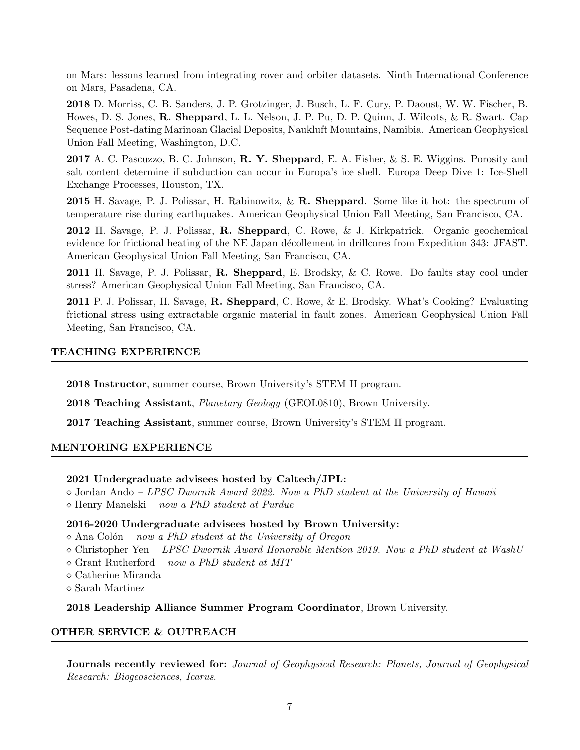on Mars: lessons learned from integrating rover and orbiter datasets. Ninth International Conference on Mars, Pasadena, CA.

**2018** D. Morriss, C. B. Sanders, J. P. Grotzinger, J. Busch, L. F. Cury, P. Daoust, W. W. Fischer, B. Howes, D. S. Jones, **R. Sheppard**, L. L. Nelson, J. P. Pu, D. P. Quinn, J. Wilcots, & R. Swart. Cap Sequence Post-dating Marinoan Glacial Deposits, Naukluft Mountains, Namibia. American Geophysical Union Fall Meeting, Washington, D.C.

**2017** A. C. Pascuzzo, B. C. Johnson, **R. Y. Sheppard**, E. A. Fisher, & S. E. Wiggins. Porosity and salt content determine if subduction can occur in Europa's ice shell. Europa Deep Dive 1: Ice-Shell Exchange Processes, Houston, TX.

**2015** H. Savage, P. J. Polissar, H. Rabinowitz, & **R. Sheppard**. Some like it hot: the spectrum of temperature rise during earthquakes. American Geophysical Union Fall Meeting, San Francisco, CA.

**2012** H. Savage, P. J. Polissar, **R. Sheppard**, C. Rowe, & J. Kirkpatrick. Organic geochemical evidence for frictional heating of the NE Japan décollement in drillcores from Expedition 343: JFAST. American Geophysical Union Fall Meeting, San Francisco, CA.

**2011** H. Savage, P. J. Polissar, **R. Sheppard**, E. Brodsky, & C. Rowe. Do faults stay cool under stress? American Geophysical Union Fall Meeting, San Francisco, CA.

**2011** P. J. Polissar, H. Savage, **R. Sheppard**, C. Rowe, & E. Brodsky. What's Cooking? Evaluating frictional stress using extractable organic material in fault zones. American Geophysical Union Fall Meeting, San Francisco, CA.

## TEACHING EXPERIENCE

**2018 Instructor**, summer course, Brown University's STEM II program.

**2018 Teaching Assistant**, *Planetary Geology* (GEOL0810), Brown University.

**2017 Teaching Assistant**, summer course, Brown University's STEM II program.

## MENTORING EXPERIENCE

**2021 Undergraduate advisees hosted by Caltech/JPL:**

◇ Jordan Ando – *LPSC Dwornik Award 2022. Now a PhD student at the University of Hawaii*
◇ Henry Manelski – *now a PhD student at Purdue*

**2016-2020 Undergraduate advisees hosted by Brown University:**

◇ Ana Colón – *now a PhD student at the University of Oregon*
◇ Christopher Yen – *LPSC Dwornik Award Honorable Mention 2019. Now a PhD student at WashU*
◇ Grant Rutherford – *now a PhD student at MIT*
◇ Catherine Miranda
◇ Sarah Martinez

**2018 Leadership Alliance Summer Program Coordinator**, Brown University.

## OTHER SERVICE & OUTREACH

**Journals recently reviewed for:** *Journal of Geophysical Research: Planets, Journal of Geophysical Research: Biogeosciences, Icarus*.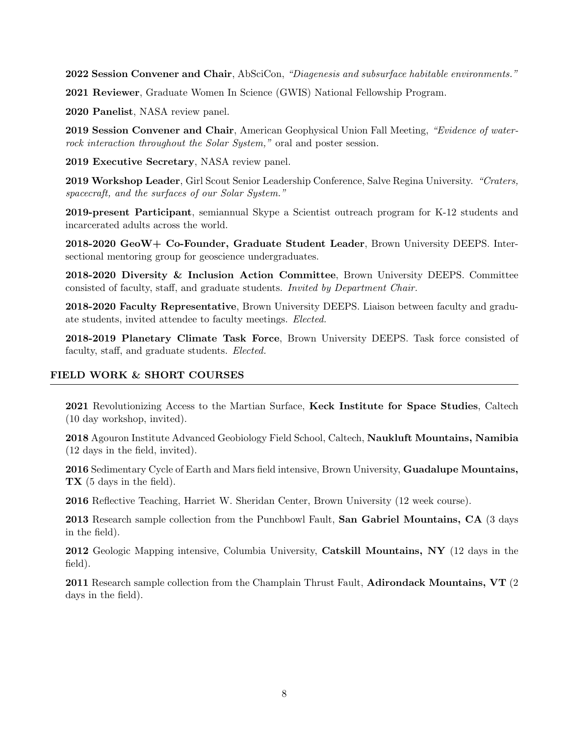**2022 Session Convener and Chair**, AbSciCon, *"Diagenesis and subsurface habitable environments."*

**2021 Reviewer**, Graduate Women In Science (GWIS) National Fellowship Program.

**2020 Panelist**, NASA review panel.

**2019 Session Convener and Chair**, American Geophysical Union Fall Meeting, *"Evidence of water-rock interaction throughout the Solar System,"* oral and poster session.

**2019 Executive Secretary**, NASA review panel.

**2019 Workshop Leader**, Girl Scout Senior Leadership Conference, Salve Regina University. *"Craters, spacecraft, and the surfaces of our Solar System."*

**2019-present Participant**, semiannual Skype a Scientist outreach program for K-12 students and incarcerated adults across the world.

**2018-2020 GeoW+ Co-Founder, Graduate Student Leader**, Brown University DEEPS. Intersectional mentoring group for geoscience undergraduates.

**2018-2020 Diversity & Inclusion Action Committee**, Brown University DEEPS. Committee consisted of faculty, staff, and graduate students. *Invited by Department Chair.*

**2018-2020 Faculty Representative**, Brown University DEEPS. Liaison between faculty and graduate students, invited attendee to faculty meetings. *Elected.*

**2018-2019 Planetary Climate Task Force**, Brown University DEEPS. Task force consisted of faculty, staff, and graduate students. *Elected.*

## FIELD WORK & SHORT COURSES

**2021** Revolutionizing Access to the Martian Surface, **Keck Institute for Space Studies**, Caltech (10 day workshop, invited).

**2018** Agouron Institute Advanced Geobiology Field School, Caltech, **Naukluft Mountains, Namibia** (12 days in the field, invited).

**2016** Sedimentary Cycle of Earth and Mars field intensive, Brown University, **Guadalupe Mountains, TX** (5 days in the field).

**2016** Reflective Teaching, Harriet W. Sheridan Center, Brown University (12 week course).

**2013** Research sample collection from the Punchbowl Fault, **San Gabriel Mountains, CA** (3 days in the field).

**2012** Geologic Mapping intensive, Columbia University, **Catskill Mountains, NY** (12 days in the field).

**2011** Research sample collection from the Champlain Thrust Fault, **Adirondack Mountains, VT** (2 days in the field).